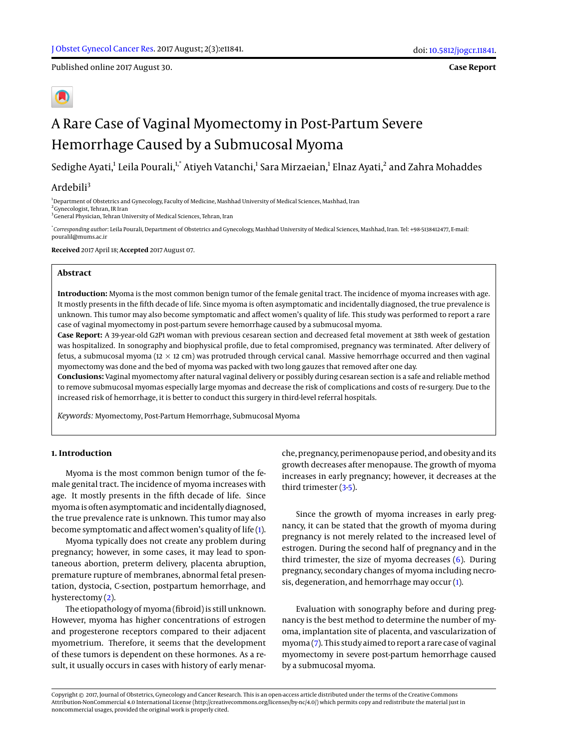Published online 2017 August 30.

**Case Report**

# A Rare Case of Vaginal Myomectomy in Post-Partum Severe Hemorrhage Caused by a Submucosal Myoma

Sedighe Ayati,[1] Leila Pourali,[1,*] Atiyeh Vatanchi,[1] Sara Mirzaeian,[1] Elnaz Ayati,[2] and Zahra Mohaddes Ardebili[3]

[1]Department of Obstetrics and Gynecology, Faculty of Medicine, Mashhad University of Medical Sciences, Mashhad, Iran
[2]Gynecologist, Tehran, IR Iran
[3]General Physician, Tehran University of Medical Sciences, Tehran, Iran

[*]*Corresponding author*: Leila Pourali, Department of Obstetrics and Gynecology, Mashhad University of Medical Sciences, Mashhad, Iran. Tel: +98-5138412477, E-mail: pouralil@mums.ac.ir

**Received** 2017 April 18; **Accepted** 2017 August 07.

## Abstract

**Introduction:** Myoma is the most common benign tumor of the female genital tract. The incidence of myoma increases with age. It mostly presents in the fifth decade of life. Since myoma is often asymptomatic and incidentally diagnosed, the true prevalence is unknown. This tumor may also become symptomatic and affect women's quality of life. This study was performed to report a rare case of vaginal myomectomy in post-partum severe hemorrhage caused by a submucosal myoma.

**Case Report:** A 39-year-old G2P1 woman with previous cesarean section and decreased fetal movement at 38th week of gestation was hospitalized. In sonography and biophysical profile, due to fetal compromised, pregnancy was terminated. After delivery of fetus, a submucosal myoma (12 × 12 cm) was protruded through cervical canal. Massive hemorrhage occurred and then vaginal myomectomy was done and the bed of myoma was packed with two long gauzes that removed after one day.

**Conclusions:** Vaginal myomectomy after natural vaginal delivery or possibly during cesarean section is a safe and reliable method to remove submucosal myomas especially large myomas and decrease the risk of complications and costs of re-surgery. Due to the increased risk of hemorrhage, it is better to conduct this surgery in third-level referral hospitals.

*Keywords:* Myomectomy, Post-Partum Hemorrhage, Submucosal Myoma

## 1. Introduction

Myoma is the most common benign tumor of the female genital tract. The incidence of myoma increases with age. It mostly presents in the fifth decade of life. Since myoma is often asymptomatic and incidentally diagnosed, the true prevalence rate is unknown. This tumor may also become symptomatic and affect women's quality of life (1).

Myoma typically does not create any problem during pregnancy; however, in some cases, it may lead to spontaneous abortion, preterm delivery, placenta abruption, premature rupture of membranes, abnormal fetal presentation, dystocia, C-section, postpartum hemorrhage, and hysterectomy (2).

The etiopathology of myoma (fibroid) is still unknown. However, myoma has higher concentrations of estrogen and progesterone receptors compared to their adjacent myometrium. Therefore, it seems that the development of these tumors is dependent on these hormones. As a result, it usually occurs in cases with history of early menarche, pregnancy, perimenopause period, and obesity and its growth decreases after menopause. The growth of myoma increases in early pregnancy; however, it decreases at the third trimester (3-5).

Since the growth of myoma increases in early pregnancy, it can be stated that the growth of myoma during pregnancy is not merely related to the increased level of estrogen. During the second half of pregnancy and in the third trimester, the size of myoma decreases (6). During pregnancy, secondary changes of myoma including necrosis, degeneration, and hemorrhage may occur (1).

Evaluation with sonography before and during pregnancy is the best method to determine the number of myoma, implantation site of placenta, and vascularization of myoma (7). This study aimed to report a rare case of vaginal myomectomy in severe post-partum hemorrhage caused by a submucosal myoma.

Copyright © 2017, Journal of Obstetrics, Gynecology and Cancer Research. This is an open-access article distributed under the terms of the Creative Commons Attribution-NonCommercial 4.0 International License (http://creativecommons.org/licenses/by-nc/4.0/) which permits copy and redistribute the material just in noncommercial usages, provided the original work is properly cited.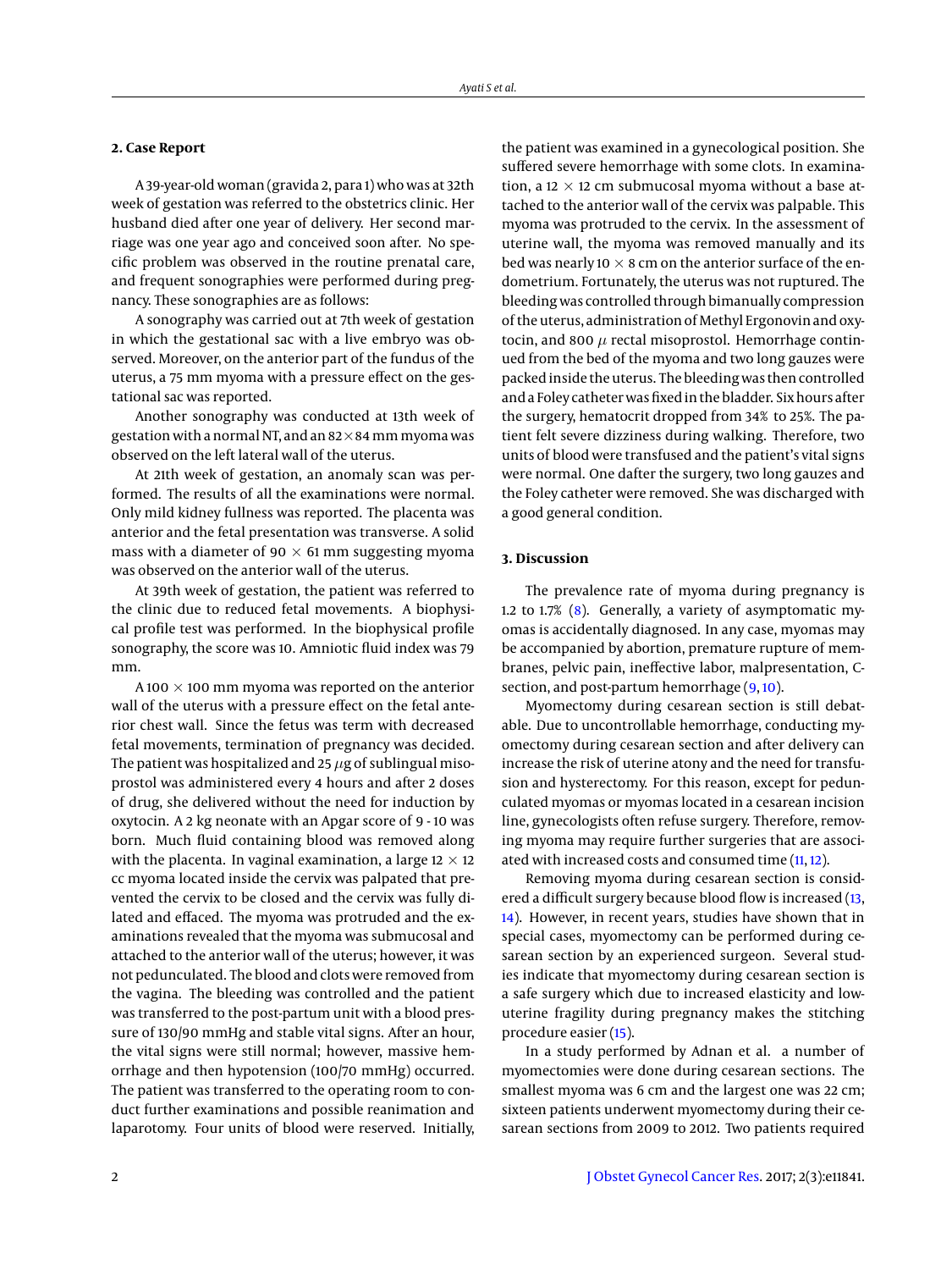## 2. Case Report

A 39-year-old woman (gravida 2, para 1) who was at 32th week of gestation was referred to the obstetrics clinic. Her husband died after one year of delivery. Her second marriage was one year ago and conceived soon after. No specific problem was observed in the routine prenatal care, and frequent sonographies were performed during pregnancy. These sonographies are as follows:

A sonography was carried out at 7th week of gestation in which the gestational sac with a live embryo was observed. Moreover, on the anterior part of the fundus of the uterus, a 75 mm myoma with a pressure effect on the gestational sac was reported.

Another sonography was conducted at 13th week of gestation with a normal NT, and an 82 × 84 mm myoma was observed on the left lateral wall of the uterus.

At 21th week of gestation, an anomaly scan was performed. The results of all the examinations were normal. Only mild kidney fullness was reported. The placenta was anterior and the fetal presentation was transverse. A solid mass with a diameter of 90 × 61 mm suggesting myoma was observed on the anterior wall of the uterus.

At 39th week of gestation, the patient was referred to the clinic due to reduced fetal movements. A biophysical profile test was performed. In the biophysical profile sonography, the score was 10. Amniotic fluid index was 79 mm.

A 100 × 100 mm myoma was reported on the anterior wall of the uterus with a pressure effect on the fetal anterior chest wall. Since the fetus was term with decreased fetal movements, termination of pregnancy was decided. The patient was hospitalized and 25 $\mu$g of sublingual misoprostol was administered every 4 hours and after 2 doses of drug, she delivered without the need for induction by oxytocin. A 2 kg neonate with an Apgar score of 9 - 10 was born. Much fluid containing blood was removed along with the placenta. In vaginal examination, a large 12 × 12 cc myoma located inside the cervix was palpated that prevented the cervix to be closed and the cervix was fully dilated and effaced. The myoma was protruded and the examinations revealed that the myoma was submucosal and attached to the anterior wall of the uterus; however, it was not pedunculated. The blood and clots were removed from the vagina. The bleeding was controlled and the patient was transferred to the post-partum unit with a blood pressure of 130/90 mmHg and stable vital signs. After an hour, the vital signs were still normal; however, massive hemorrhage and then hypotension (100/70 mmHg) occurred. The patient was transferred to the operating room to conduct further examinations and possible reanimation and laparotomy. Four units of blood were reserved. Initially, the patient was examined in a gynecological position. She suffered severe hemorrhage with some clots. In examination, a 12 × 12 cm submucosal myoma without a base attached to the anterior wall of the cervix was palpable. This myoma was protruded to the cervix. In the assessment of uterine wall, the myoma was removed manually and its bed was nearly 10 × 8 cm on the anterior surface of the endometrium. Fortunately, the uterus was not ruptured. The bleeding was controlled through bimanually compression of the uterus, administration of Methyl Ergonovin and oxytocin, and 800 $\mu$ rectal misoprostol. Hemorrhage continued from the bed of the myoma and two long gauzes were packed inside the uterus. The bleeding was then controlled and a Foley catheter was fixed in the bladder. Six hours after the surgery, hematocrit dropped from 34% to 25%. The patient felt severe dizziness during walking. Therefore, two units of blood were transfused and the patient's vital signs were normal. One dafter the surgery, two long gauzes and the Foley catheter were removed. She was discharged with a good general condition.

## 3. Discussion

The prevalence rate of myoma during pregnancy is 1.2 to 1.7% (8). Generally, a variety of asymptomatic myomas is accidentally diagnosed. In any case, myomas may be accompanied by abortion, premature rupture of membranes, pelvic pain, ineffective labor, malpresentation, C-section, and post-partum hemorrhage (9, 10).

Myomectomy during cesarean section is still debatable. Due to uncontrollable hemorrhage, conducting myomectomy during cesarean section and after delivery can increase the risk of uterine atony and the need for transfusion and hysterectomy. For this reason, except for pedunculated myomas or myomas located in a cesarean incision line, gynecologists often refuse surgery. Therefore, removing myoma may require further surgeries that are associated with increased costs and consumed time (11, 12).

Removing myoma during cesarean section is considered a difficult surgery because blood flow is increased (13, 14). However, in recent years, studies have shown that in special cases, myomectomy can be performed during cesarean section by an experienced surgeon. Several studies indicate that myomectomy during cesarean section is a safe surgery which due to increased elasticity and low-uterine fragility during pregnancy makes the stitching procedure easier (15).

In a study performed by Adnan et al. a number of myomectomies were done during cesarean sections. The smallest myoma was 6 cm and the largest one was 22 cm; sixteen patients underwent myomectomy during their cesarean sections from 2009 to 2012. Two patients required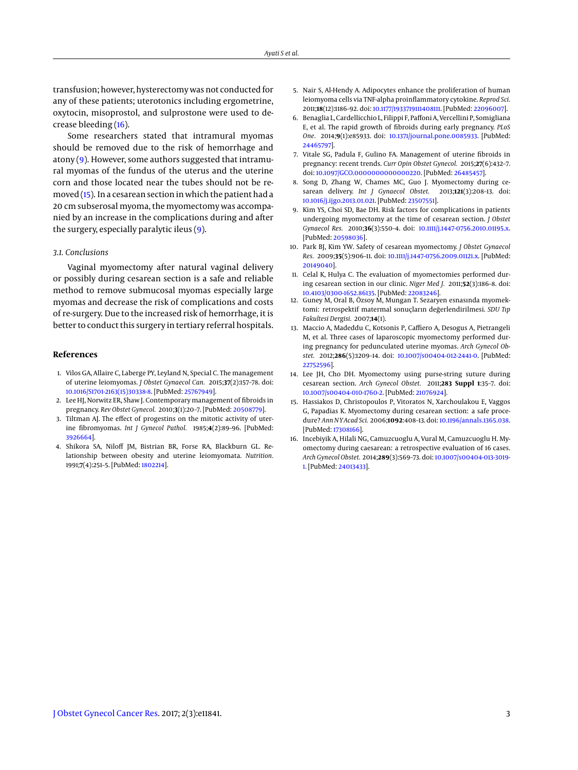transfusion; however, hysterectomy was not conducted for any of these patients; uterotonics including ergometrine, oxytocin, misoprostol, and sulprostone were used to decrease bleeding (16).

Some researchers stated that intramural myomas should be removed due to the risk of hemorrhage and atony (9). However, some authors suggested that intramural myomas of the fundus of the uterus and the uterine corn and those located near the tubes should not be removed (15). In a cesarean section in which the patient had a 20 cm subserosal myoma, the myomectomy was accompanied by an increase in the complications during and after the surgery, especially paralytic ileus (9).

### 3.1. Conclusions

Vaginal myomectomy after natural vaginal delivery or possibly during cesarean section is a safe and reliable method to remove submucosal myomas especially large myomas and decrease the risk of complications and costs of re-surgery. Due to the increased risk of hemorrhage, it is better to conduct this surgery in tertiary referral hospitals.

## References

1. Vilos GA, Allaire C, Laberge PY, Leyland N, Special C. The management of uterine leiomyomas. *J Obstet Gynaecol Can.* 2015;**37**(2):157–78. doi: 10.1016/S1701-2163(15)30338-8. [PubMed: 25767949].
2. Lee HJ, Norwitz ER, Shaw J. Contemporary management of fibroids in pregnancy. *Rev Obstet Gynecol.* 2010;**3**(1):20–7. [PubMed: 20508779].
3. Tiltman AJ. The effect of progestins on the mitotic activity of uterine fibromyomas. *Int J Gynecol Pathol.* 1985;**4**(2):89–96. [PubMed: 3926664].
4. Shikora SA, Niloff JM, Bistrian BR, Forse RA, Blackburn GL. Relationship between obesity and uterine leiomyomata. *Nutrition.* 1991;**7**(4):251–5. [PubMed: 1802214].
5. Nair S, Al-Hendy A. Adipocytes enhance the proliferation of human leiomyoma cells via TNF-alpha proinflammatory cytokine. *Reprod Sci.* 2011;**18**(12):1186–92. doi: 10.1177/1933719111408111. [PubMed: 22096007].
6. Benaglia L, Cardellicchio L, Filippi F, Paffoni A, Vercellini P, Somigliana E, et al. The rapid growth of fibroids during early pregnancy. *PLoS One.* 2014;**9**(1):e85933. doi: 10.1371/journal.pone.0085933. [PubMed: 24465797].
7. Vitale SG, Padula F, Gulino FA. Management of uterine fibroids in pregnancy: recent trends. *Curr Opin Obstet Gynecol.* 2015;**27**(6):432–7. doi: 10.1097/GCO.0000000000000220. [PubMed: 26485457].
8. Song D, Zhang W, Chames MC, Guo J. Myomectomy during cesarean delivery. *Int J Gynaecol Obstet.* 2013;**121**(3):208–13. doi: 10.1016/j.ijgo.2013.01.021. [PubMed: 23507551].
9. Kim YS, Choi SD, Bae DH. Risk factors for complications in patients undergoing myomectomy at the time of cesarean section. *J Obstet Gynaecol Res.* 2010;**36**(3):550–4. doi: 10.1111/j.1447-0756.2010.01195.x. [PubMed: 20598036].
10. Park BJ, Kim YW. Safety of cesarean myomectomy. *J Obstet Gynaecol Res.* 2009;**35**(5):906–11. doi: 10.1111/j.1447-0756.2009.01121.x. [PubMed: 20149040].
11. Celal K, Hulya C. The evaluation of myomectomies performed during cesarean section in our clinic. *Niger Med J.* 2011;**52**(3):186–8. doi: 10.4103/0300-1652.86135. [PubMed: 22083246].
12. Guney M, Oral B, Özsoy M, Mungan T. Sezaryen esnasında myomektomi: retrospektif matermal sonuçların değerlendirilmesi. *SDU Tıp Fakultesi Dergisi.* 2007;**14**(1).
13. Maccio A, Madeddu C, Kotsonis P, Caffiero A, Desogus A, Pietrangeli M, et al. Three cases of laparoscopic myomectomy performed during pregnancy for pedunculated uterine myomas. *Arch Gynecol Obstet.* 2012;**286**(5):1209–14. doi: 10.1007/s00404-012-2441-0. [PubMed: 22752596].
14. Lee JH, Cho DH. Myomectomy using purse-string suture during cesarean section. *Arch Gynecol Obstet.* 2011;**283 Suppl 1**:35–7. doi: 10.1007/s00404-010-1760-2. [PubMed: 21076924].
15. Hassiakos D, Christopoulos P, Vitoratos N, Xarchoulakou E, Vaggos G, Papadias K. Myomectomy during cesarean section: a safe procedure? *Ann N Y Acad Sci.* 2006;**1092**:408–13. doi: 10.1196/annals.1365.038. [PubMed: 17308166].
16. Incebiyik A, Hilali NG, Camuzcuoglu A, Vural M, Camuzcuoglu H. Myomectomy during caesarean: a retrospective evaluation of 16 cases. *Arch Gynecol Obstet.* 2014;**289**(3):569–73. doi: 10.1007/s00404-013-3019-1. [PubMed: 24013433].